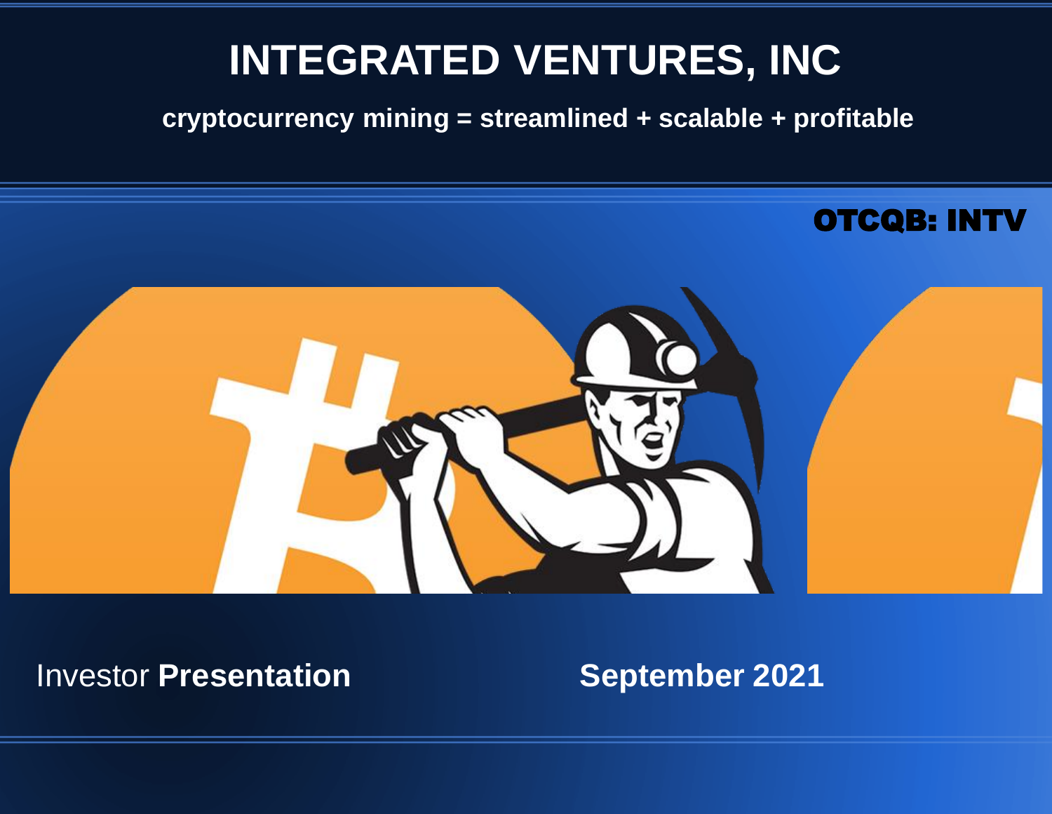# INTEGRATED VENTURES, INC

**cryptocurrency mining = streamlined + scalable + profitable**

**OTCQB: INTV**

Investor **Presentation**

**September 2021**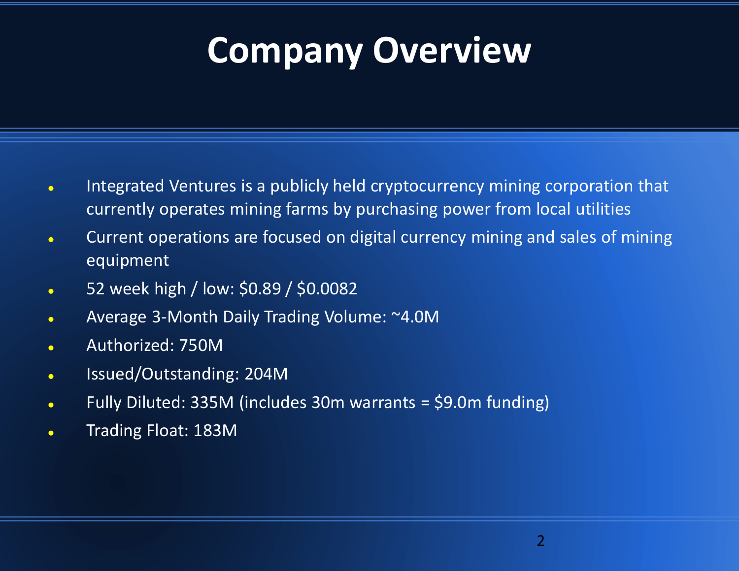# Company Overview

- Integrated Ventures is a publicly held cryptocurrency mining corporation that currently operates mining farms by purchasing power from local utilities
- Current operations are focused on digital currency mining and sales of mining equipment
- 52 week high / low: $0.89 / $0.0082
- Average 3-Month Daily Trading Volume: ~4.0M
- Authorized: 750M
- Issued/Outstanding: 204M
- Fully Diluted: 335M (includes 30m warrants = $9.0m funding)
- Trading Float: 183M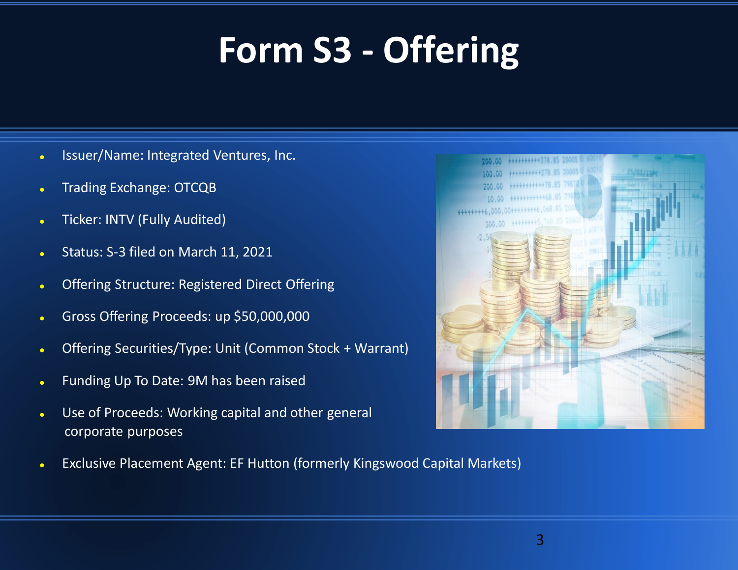# Form S3 - Offering

- Issuer/Name: Integrated Ventures, Inc.
- Trading Exchange: OTCQB
- Ticker: INTV (Fully Audited)
- Status: S-3 filed on March 11, 2021
- Offering Structure: Registered Direct Offering
- Gross Offering Proceeds: up $50,000,000
- Offering Securities/Type: Unit (Common Stock + Warrant)
- Funding Up To Date: 9M has been raised
- Use of Proceeds: Working capital and other general corporate purposes
- Exclusive Placement Agent: EF Hutton (formerly Kingswood Capital Markets)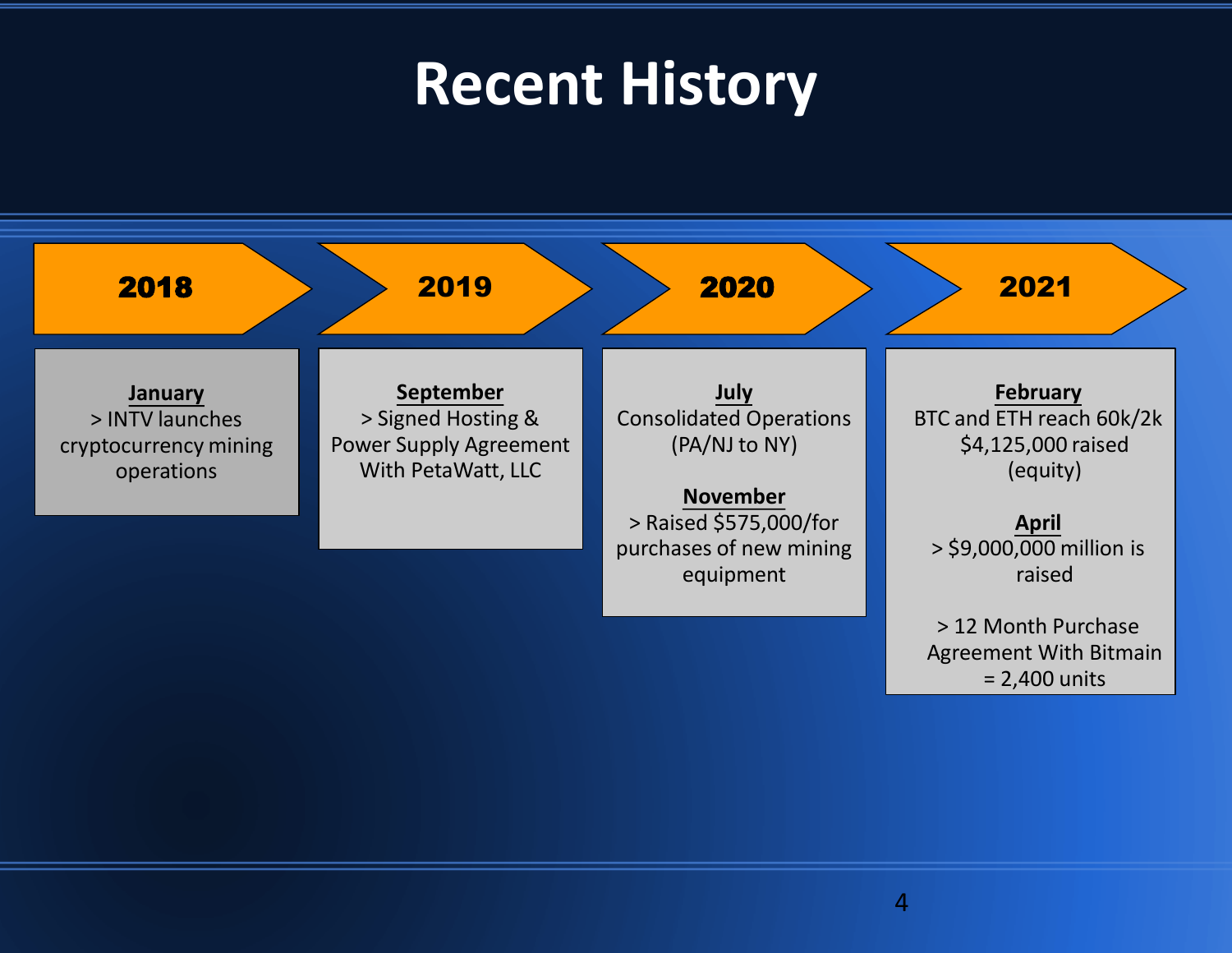# Recent History

## 2018

**January**

> INTV launches cryptocurrency mining operations

## 2019

**September**

> Signed Hosting & Power Supply Agreement With PetaWatt, LLC

## 2020

**July**

Consolidated Operations (PA/NJ to NY)

**November**

> Raised $575,000/for purchases of new mining equipment

## 2021

**February**

BTC and ETH reach 60k/2k

$4,125,000 raised (equity)

**April**

> $9,000,000 million is raised

> 12 Month Purchase Agreement With Bitmain = 2,400 units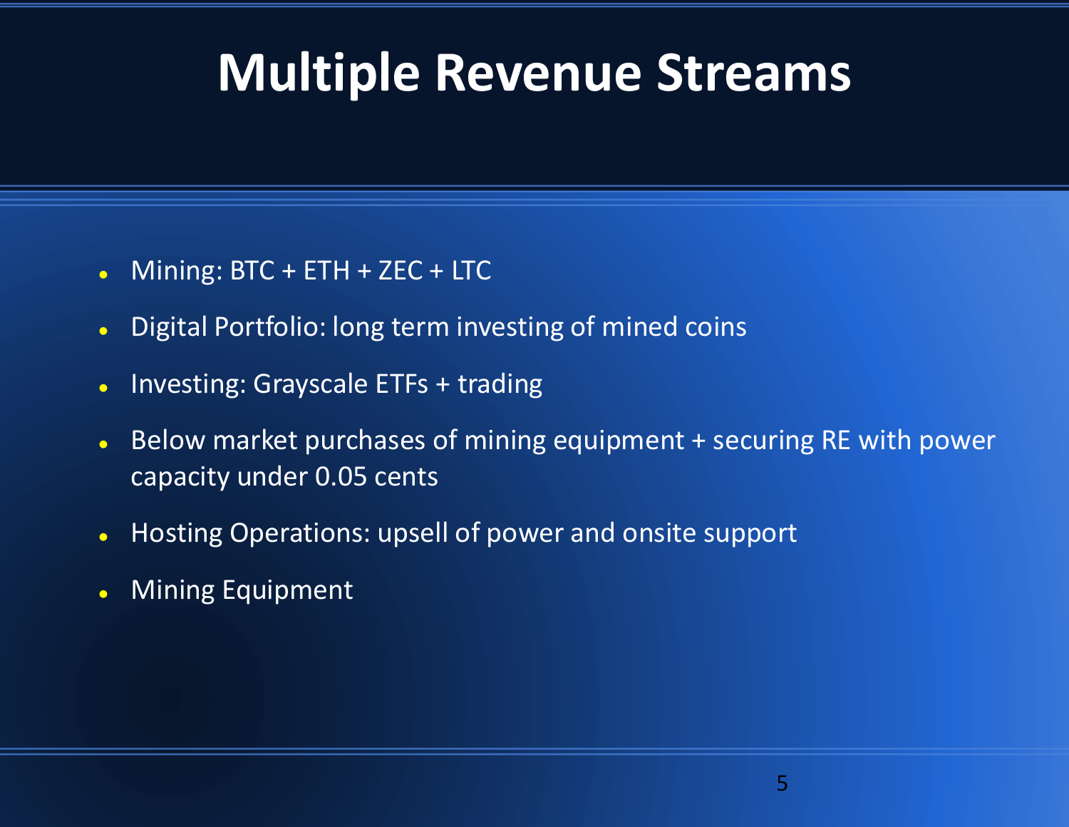# Multiple Revenue Streams

- Mining: BTC + ETH + ZEC + LTC
- Digital Portfolio: long term investing of mined coins
- Investing: Grayscale ETFs + trading
- Below market purchases of mining equipment + securing RE with power capacity under 0.05 cents
- Hosting Operations: upsell of power and onsite support
- Mining Equipment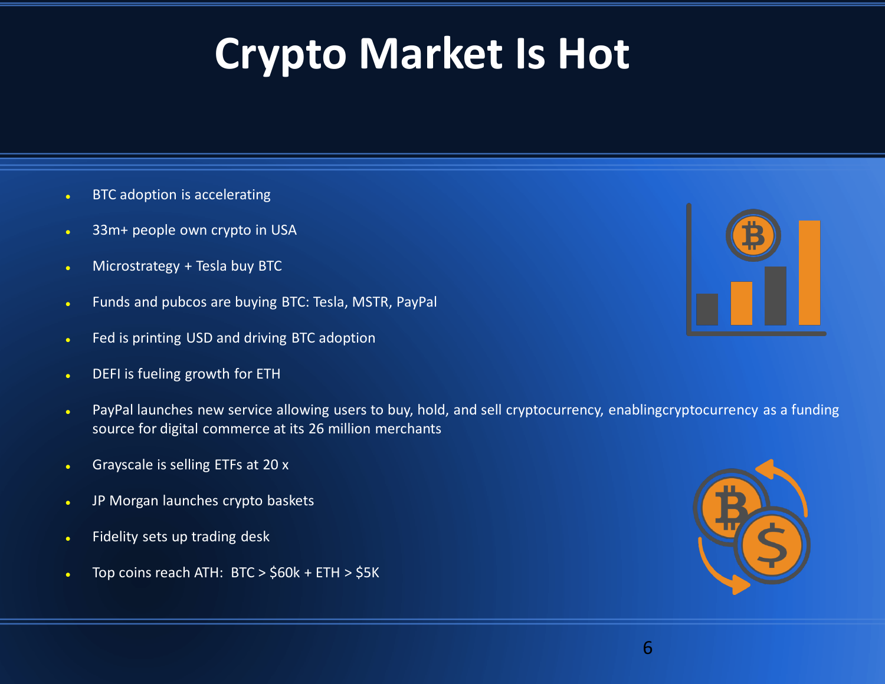# Crypto Market Is Hot

- BTC adoption is accelerating
- 33m+ people own crypto in USA
- Microstrategy + Tesla buy BTC
- Funds and pubcos are buying BTC: Tesla, MSTR, PayPal
- Fed is printing USD and driving BTC adoption
- DEFI is fueling growth for ETH
- PayPal launches new service allowing users to buy, hold, and sell cryptocurrency, enablingcryptocurrency as a funding source for digital commerce at its 26 million merchants
- Grayscale is selling ETFs at 20 x
- JP Morgan launches crypto baskets
- Fidelity sets up trading desk
- Top coins reach ATH: BTC > $60k + ETH > $5K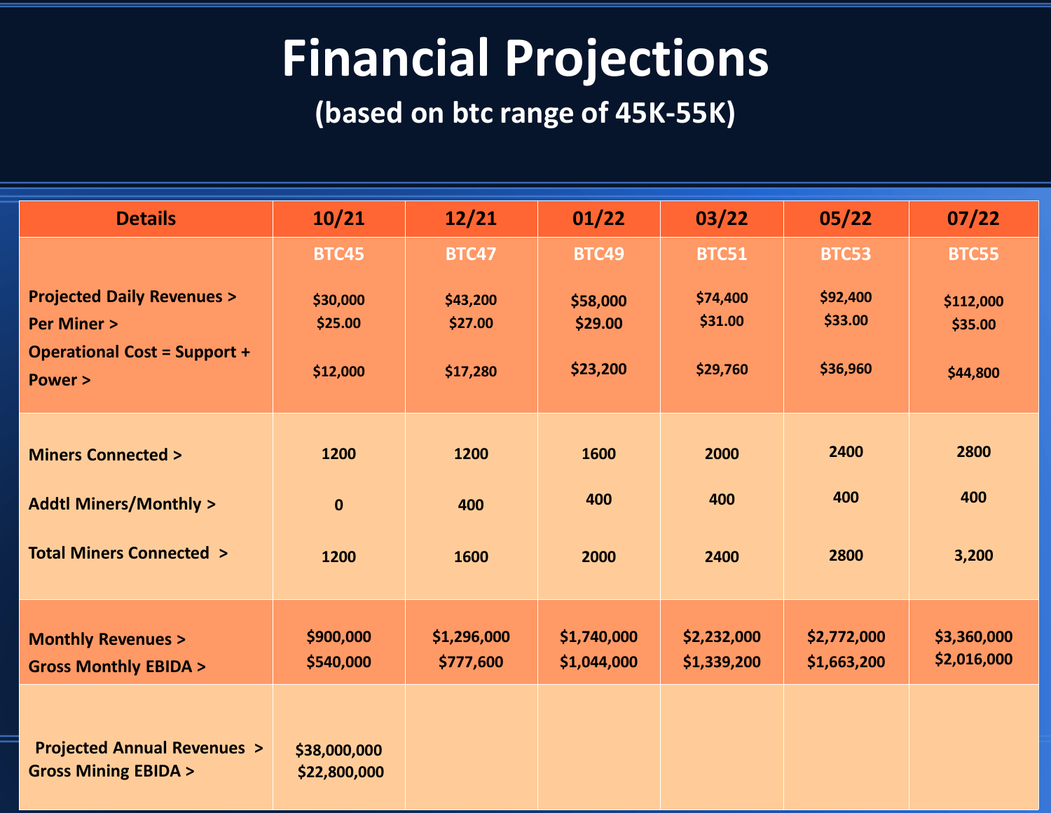# Financial Projections

## (based on btc range of 45K-55K)

| Details | 10/21 | 12/21 | 01/22 | 03/22 | 05/22 | 07/22 |
|---|---|---|---|---|---|---|
| | BTC45 | BTC47 | BTC49 | BTC51 | BTC53 | BTC55 |
| Projected Daily Revenues > | $30,000 | $43,200 | $58,000 | $74,400 | $92,400 | $112,000 |
| Per Miner > | $25.00 | $27.00 | $29.00 | $31.00 | $33.00 | $35.00 |
| Operational Cost = Support + Power > | $12,000 | $17,280 | $23,200 | $29,760 | $36,960 | $44,800 |
| Miners Connected > | 1200 | 1200 | 1600 | 2000 | 2400 | 2800 |
| Addtl Miners/Monthly > | 0 | 400 | 400 | 400 | 400 | 400 |
| Total Miners Connected > | 1200 | 1600 | 2000 | 2400 | 2800 | 3,200 |
| Monthly Revenues > | $900,000 | $1,296,000 | $1,740,000 | $2,232,000 | $2,772,000 | $3,360,000 |
| Gross Monthly EBIDA > | $540,000 | $777,600 | $1,044,000 | $1,339,200 | $1,663,200 | $2,016,000 |
| Projected Annual Revenues > | $38,000,000 | | | | | |
| Gross Mining EBIDA > | $22,800,000 | | | | | |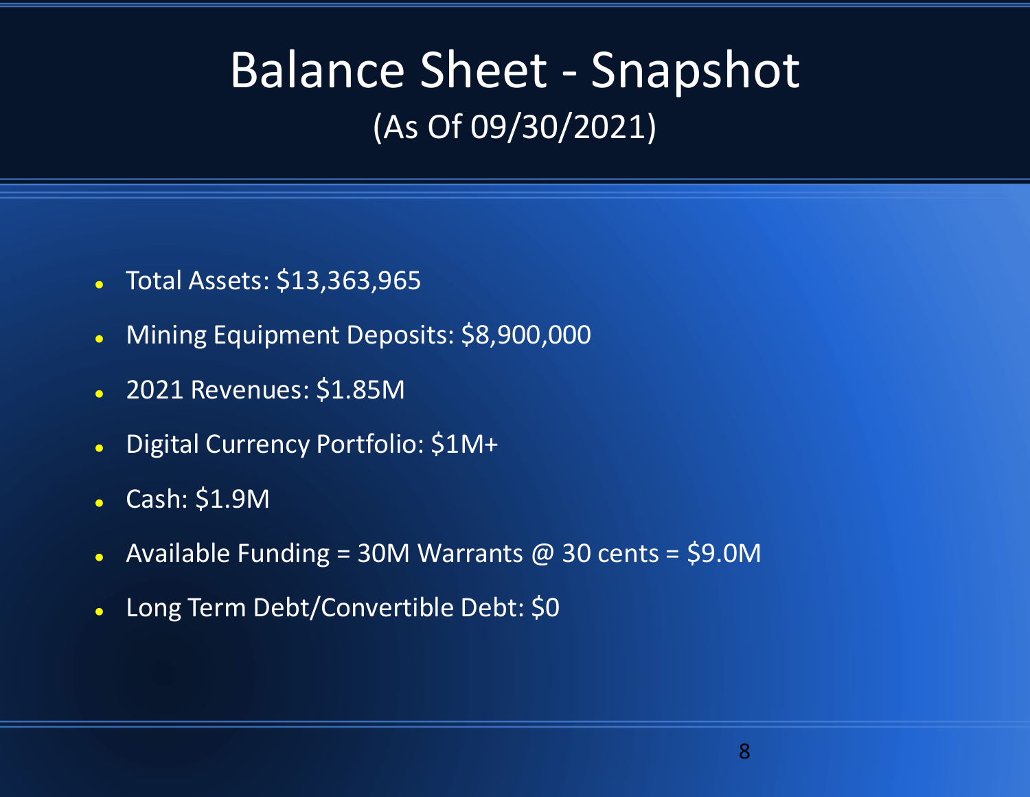# Balance Sheet - Snapshot

## (As Of 09/30/2021)

- Total Assets: $13,363,965
- Mining Equipment Deposits: $8,900,000
- 2021 Revenues: $1.85M
- Digital Currency Portfolio: $1M+
- Cash: $1.9M
- Available Funding = 30M Warrants @ 30 cents = $9.0M
- Long Term Debt/Convertible Debt: $0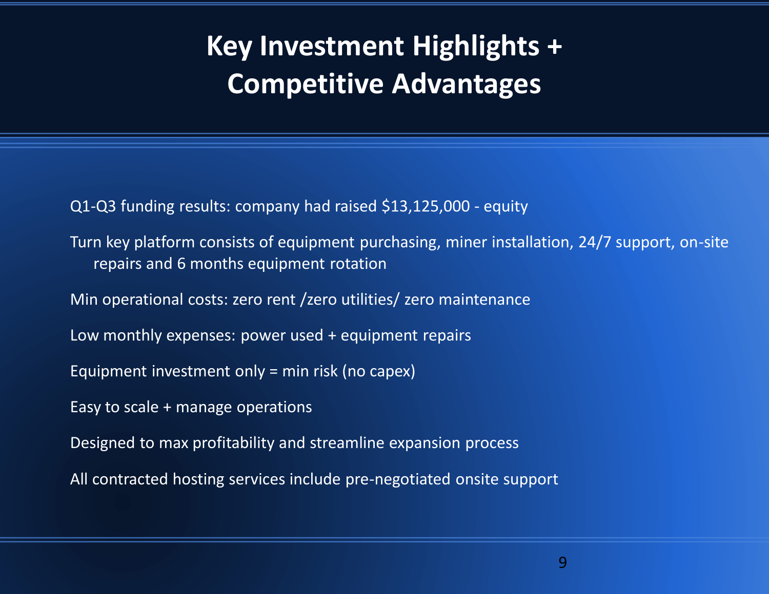# Key Investment Highlights + Competitive Advantages

Q1-Q3 funding results: company had raised $13,125,000 - equity

Turn key platform consists of equipment purchasing, miner installation, 24/7 support, on-site repairs and 6 months equipment rotation

Min operational costs: zero rent /zero utilities/ zero maintenance

Low monthly expenses: power used + equipment repairs

Equipment investment only = min risk (no capex)

Easy to scale + manage operations

Designed to max profitability and streamline expansion process

All contracted hosting services include pre-negotiated onsite support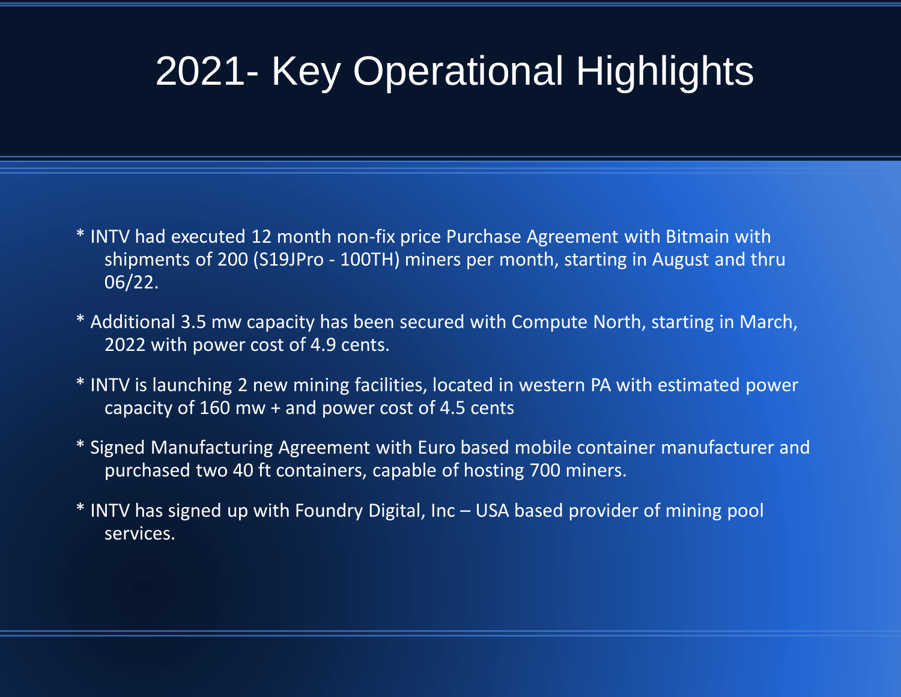# 2021- Key Operational Highlights

* INTV had executed 12 month non-fix price Purchase Agreement with Bitmain with shipments of 200 (S19JPro - 100TH) miners per month, starting in August and thru 06/22.

* Additional 3.5 mw capacity has been secured with Compute North, starting in March, 2022 with power cost of 4.9 cents.

* INTV is launching 2 new mining facilities, located in western PA with estimated power capacity of 160 mw + and power cost of 4.5 cents

* Signed Manufacturing Agreement with Euro based mobile container manufacturer and purchased two 40 ft containers, capable of hosting 700 miners.

* INTV has signed up with Foundry Digital, Inc – USA based provider of mining pool services.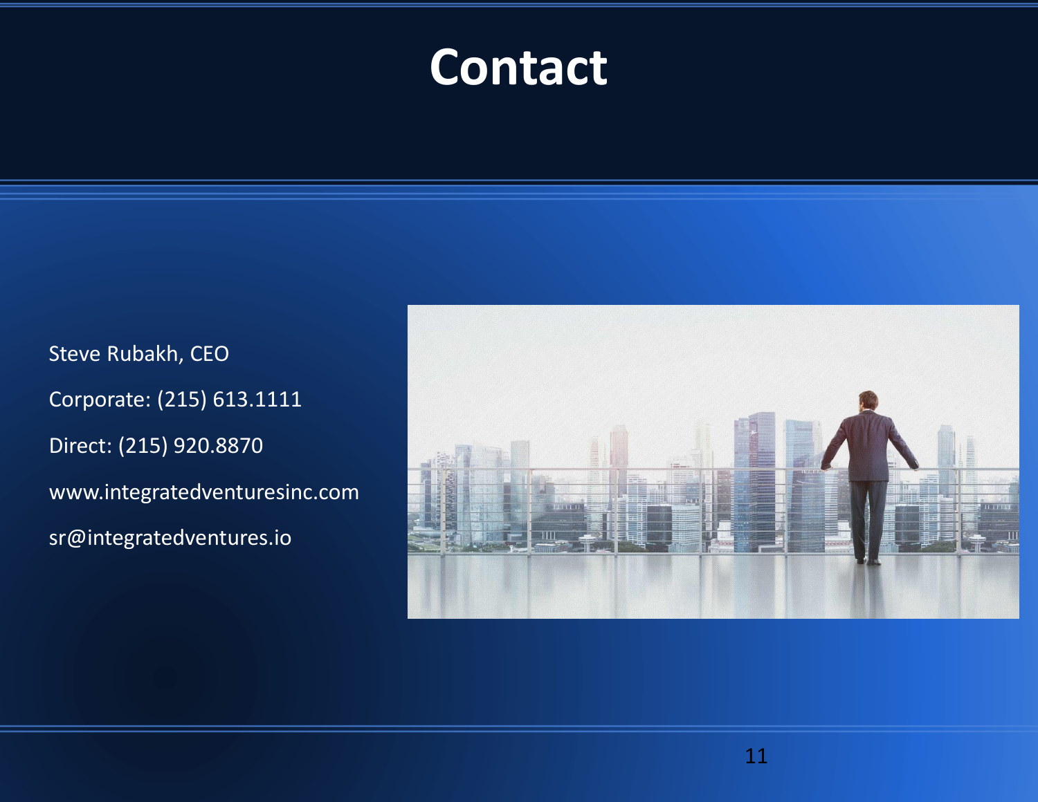# Contact

Steve Rubakh, CEO

Corporate: (215) 613.1111

Direct: (215) 920.8870

www.integratedventuresinc.com

sr@integratedventures.io